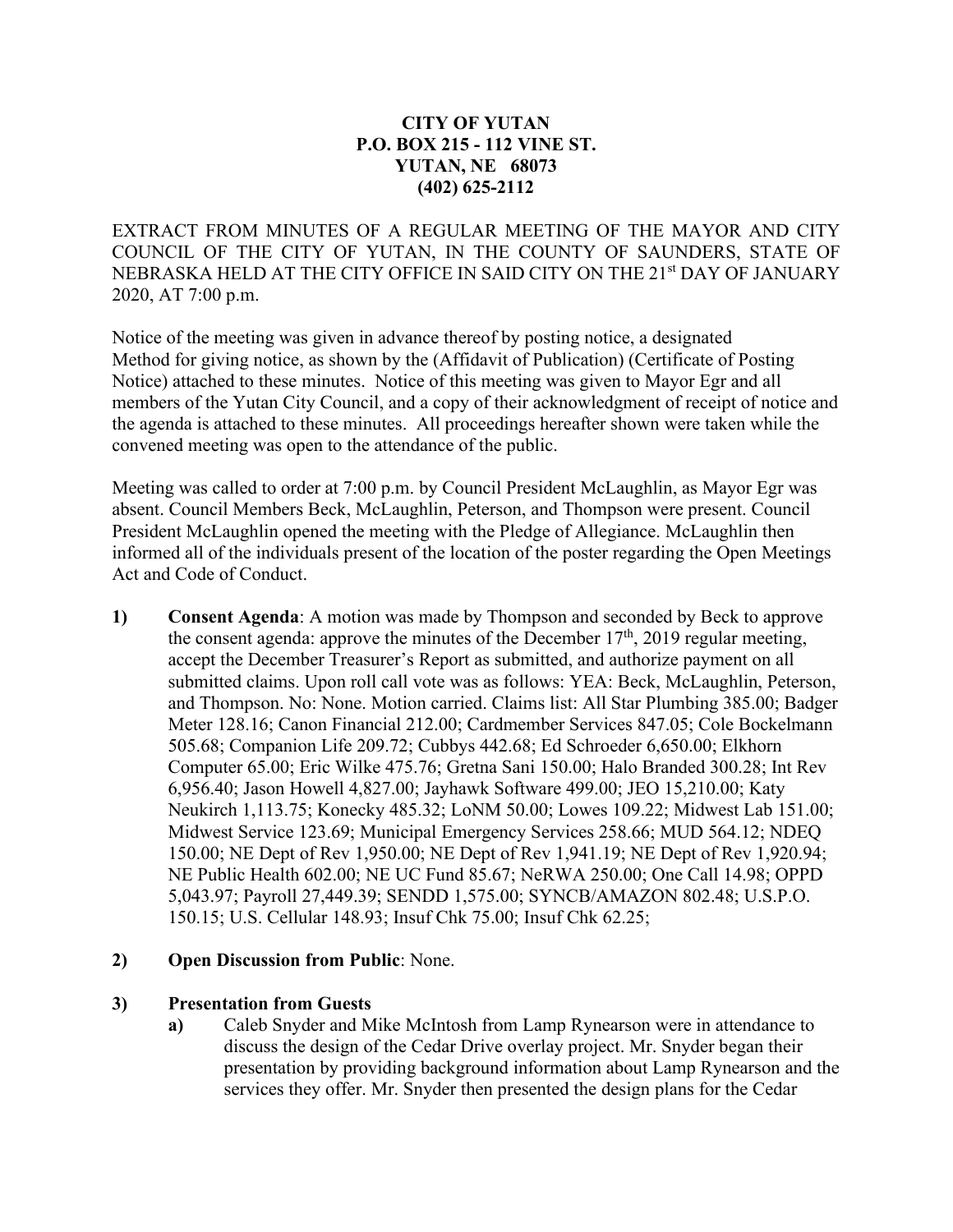**CITY OF YUTAN**
**P.O. BOX 215 - 112 VINE ST.**
**YUTAN, NE 68073**
**(402) 625-2112**

EXTRACT FROM MINUTES OF A REGULAR MEETING OF THE MAYOR AND CITY COUNCIL OF THE CITY OF YUTAN, IN THE COUNTY OF SAUNDERS, STATE OF NEBRASKA HELD AT THE CITY OFFICE IN SAID CITY ON THE 21st DAY OF JANUARY 2020, AT 7:00 p.m.

Notice of the meeting was given in advance thereof by posting notice, a designated Method for giving notice, as shown by the (Affidavit of Publication) (Certificate of Posting Notice) attached to these minutes. Notice of this meeting was given to Mayor Egr and all members of the Yutan City Council, and a copy of their acknowledgment of receipt of notice and the agenda is attached to these minutes. All proceedings hereafter shown were taken while the convened meeting was open to the attendance of the public.

Meeting was called to order at 7:00 p.m. by Council President McLaughlin, as Mayor Egr was absent. Council Members Beck, McLaughlin, Peterson, and Thompson were present. Council President McLaughlin opened the meeting with the Pledge of Allegiance. McLaughlin then informed all of the individuals present of the location of the poster regarding the Open Meetings Act and Code of Conduct.

1) **Consent Agenda**: A motion was made by Thompson and seconded by Beck to approve the consent agenda: approve the minutes of the December 17th, 2019 regular meeting, accept the December Treasurer's Report as submitted, and authorize payment on all submitted claims. Upon roll call vote was as follows: YEA: Beck, McLaughlin, Peterson, and Thompson. No: None. Motion carried. Claims list: All Star Plumbing 385.00; Badger Meter 128.16; Canon Financial 212.00; Cardmember Services 847.05; Cole Bockelmann 505.68; Companion Life 209.72; Cubbys 442.68; Ed Schroeder 6,650.00; Elkhorn Computer 65.00; Eric Wilke 475.76; Gretna Sani 150.00; Halo Branded 300.28; Int Rev 6,956.40; Jason Howell 4,827.00; Jayhawk Software 499.00; JEO 15,210.00; Katy Neukirch 1,113.75; Konecky 485.32; LoNM 50.00; Lowes 109.22; Midwest Lab 151.00; Midwest Service 123.69; Municipal Emergency Services 258.66; MUD 564.12; NDEQ 150.00; NE Dept of Rev 1,950.00; NE Dept of Rev 1,941.19; NE Dept of Rev 1,920.94; NE Public Health 602.00; NE UC Fund 85.67; NeRWA 250.00; One Call 14.98; OPPD 5,043.97; Payroll 27,449.39; SENDD 1,575.00; SYNCB/AMAZON 802.48; U.S.P.O. 150.15; U.S. Cellular 148.93; Insuf Chk 75.00; Insuf Chk 62.25;

2) **Open Discussion from Public**: None.

3) **Presentation from Guests**

   a) Caleb Snyder and Mike McIntosh from Lamp Rynearson were in attendance to discuss the design of the Cedar Drive overlay project. Mr. Snyder began their presentation by providing background information about Lamp Rynearson and the services they offer. Mr. Snyder then presented the design plans for the Cedar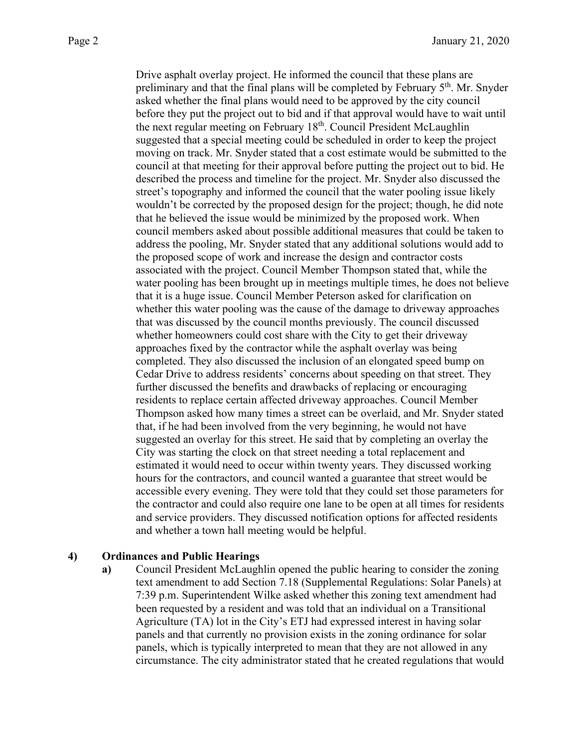Drive asphalt overlay project. He informed the council that these plans are preliminary and that the final plans will be completed by February 5th. Mr. Snyder asked whether the final plans would need to be approved by the city council before they put the project out to bid and if that approval would have to wait until the next regular meeting on February 18th. Council President McLaughlin suggested that a special meeting could be scheduled in order to keep the project moving on track. Mr. Snyder stated that a cost estimate would be submitted to the council at that meeting for their approval before putting the project out to bid. He described the process and timeline for the project. Mr. Snyder also discussed the street's topography and informed the council that the water pooling issue likely wouldn't be corrected by the proposed design for the project; though, he did note that he believed the issue would be minimized by the proposed work. When council members asked about possible additional measures that could be taken to address the pooling, Mr. Snyder stated that any additional solutions would add to the proposed scope of work and increase the design and contractor costs associated with the project. Council Member Thompson stated that, while the water pooling has been brought up in meetings multiple times, he does not believe that it is a huge issue. Council Member Peterson asked for clarification on whether this water pooling was the cause of the damage to driveway approaches that was discussed by the council months previously. The council discussed whether homeowners could cost share with the City to get their driveway approaches fixed by the contractor while the asphalt overlay was being completed. They also discussed the inclusion of an elongated speed bump on Cedar Drive to address residents' concerns about speeding on that street. They further discussed the benefits and drawbacks of replacing or encouraging residents to replace certain affected driveway approaches. Council Member Thompson asked how many times a street can be overlaid, and Mr. Snyder stated that, if he had been involved from the very beginning, he would not have suggested an overlay for this street. He said that by completing an overlay the City was starting the clock on that street needing a total replacement and estimated it would need to occur within twenty years. They discussed working hours for the contractors, and council wanted a guarantee that street would be accessible every evening. They were told that they could set those parameters for the contractor and could also require one lane to be open at all times for residents and service providers. They discussed notification options for affected residents and whether a town hall meeting would be helpful.

**4) Ordinances and Public Hearings**

**a)** Council President McLaughlin opened the public hearing to consider the zoning text amendment to add Section 7.18 (Supplemental Regulations: Solar Panels) at 7:39 p.m. Superintendent Wilke asked whether this zoning text amendment had been requested by a resident and was told that an individual on a Transitional Agriculture (TA) lot in the City's ETJ had expressed interest in having solar panels and that currently no provision exists in the zoning ordinance for solar panels, which is typically interpreted to mean that they are not allowed in any circumstance. The city administrator stated that he created regulations that would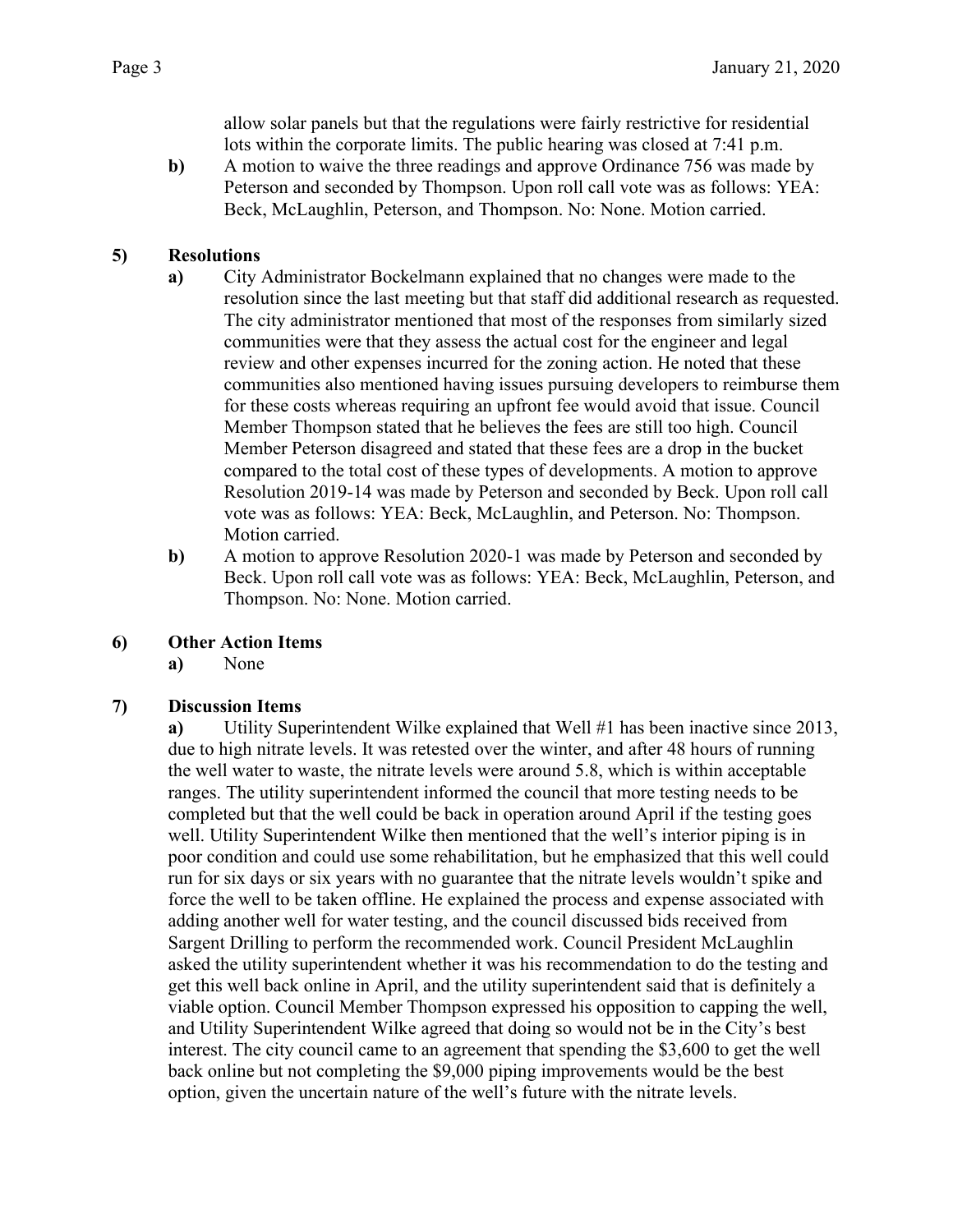allow solar panels but that the regulations were fairly restrictive for residential lots within the corporate limits. The public hearing was closed at 7:41 p.m.

**b)** A motion to waive the three readings and approve Ordinance 756 was made by Peterson and seconded by Thompson. Upon roll call vote was as follows: YEA: Beck, McLaughlin, Peterson, and Thompson. No: None. Motion carried.

**5) Resolutions**

**a)** City Administrator Bockelmann explained that no changes were made to the resolution since the last meeting but that staff did additional research as requested. The city administrator mentioned that most of the responses from similarly sized communities were that they assess the actual cost for the engineer and legal review and other expenses incurred for the zoning action. He noted that these communities also mentioned having issues pursuing developers to reimburse them for these costs whereas requiring an upfront fee would avoid that issue. Council Member Thompson stated that he believes the fees are still too high. Council Member Peterson disagreed and stated that these fees are a drop in the bucket compared to the total cost of these types of developments. A motion to approve Resolution 2019-14 was made by Peterson and seconded by Beck. Upon roll call vote was as follows: YEA: Beck, McLaughlin, and Peterson. No: Thompson. Motion carried.

**b)** A motion to approve Resolution 2020-1 was made by Peterson and seconded by Beck. Upon roll call vote was as follows: YEA: Beck, McLaughlin, Peterson, and Thompson. No: None. Motion carried.

**6) Other Action Items**

**a)** None

**7) Discussion Items**

**a)** Utility Superintendent Wilke explained that Well #1 has been inactive since 2013, due to high nitrate levels. It was retested over the winter, and after 48 hours of running the well water to waste, the nitrate levels were around 5.8, which is within acceptable ranges. The utility superintendent informed the council that more testing needs to be completed but that the well could be back in operation around April if the testing goes well. Utility Superintendent Wilke then mentioned that the well's interior piping is in poor condition and could use some rehabilitation, but he emphasized that this well could run for six days or six years with no guarantee that the nitrate levels wouldn't spike and force the well to be taken offline. He explained the process and expense associated with adding another well for water testing, and the council discussed bids received from Sargent Drilling to perform the recommended work. Council President McLaughlin asked the utility superintendent whether it was his recommendation to do the testing and get this well back online in April, and the utility superintendent said that is definitely a viable option. Council Member Thompson expressed his opposition to capping the well, and Utility Superintendent Wilke agreed that doing so would not be in the City's best interest. The city council came to an agreement that spending the $3,600 to get the well back online but not completing the $9,000 piping improvements would be the best option, given the uncertain nature of the well's future with the nitrate levels.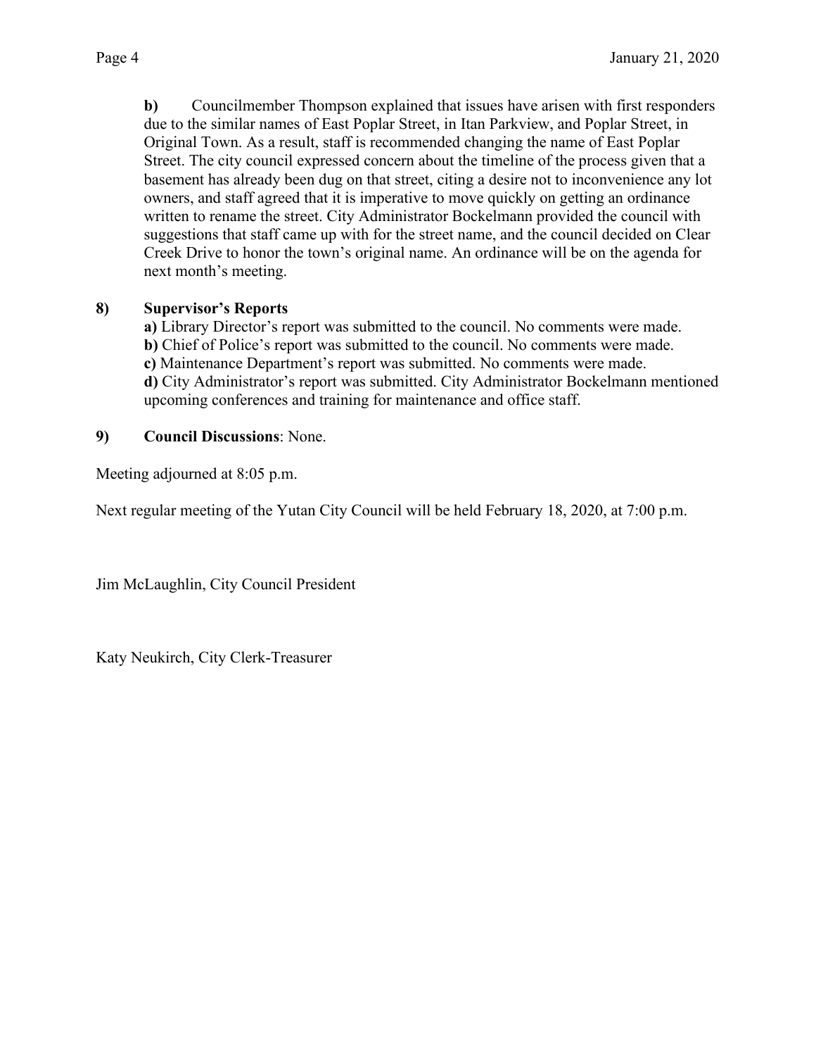**b)** Councilmember Thompson explained that issues have arisen with first responders due to the similar names of East Poplar Street, in Itan Parkview, and Poplar Street, in Original Town. As a result, staff is recommended changing the name of East Poplar Street. The city council expressed concern about the timeline of the process given that a basement has already been dug on that street, citing a desire not to inconvenience any lot owners, and staff agreed that it is imperative to move quickly on getting an ordinance written to rename the street. City Administrator Bockelmann provided the council with suggestions that staff came up with for the street name, and the council decided on Clear Creek Drive to honor the town's original name. An ordinance will be on the agenda for next month's meeting.

**8) Supervisor's Reports**

**a)** Library Director's report was submitted to the council. No comments were made.
**b)** Chief of Police's report was submitted to the council. No comments were made.
**c)** Maintenance Department's report was submitted. No comments were made.
**d)** City Administrator's report was submitted. City Administrator Bockelmann mentioned upcoming conferences and training for maintenance and office staff.

**9) Council Discussions**: None.

Meeting adjourned at 8:05 p.m.

Next regular meeting of the Yutan City Council will be held February 18, 2020, at 7:00 p.m.

Jim McLaughlin, City Council President

Katy Neukirch, City Clerk-Treasurer